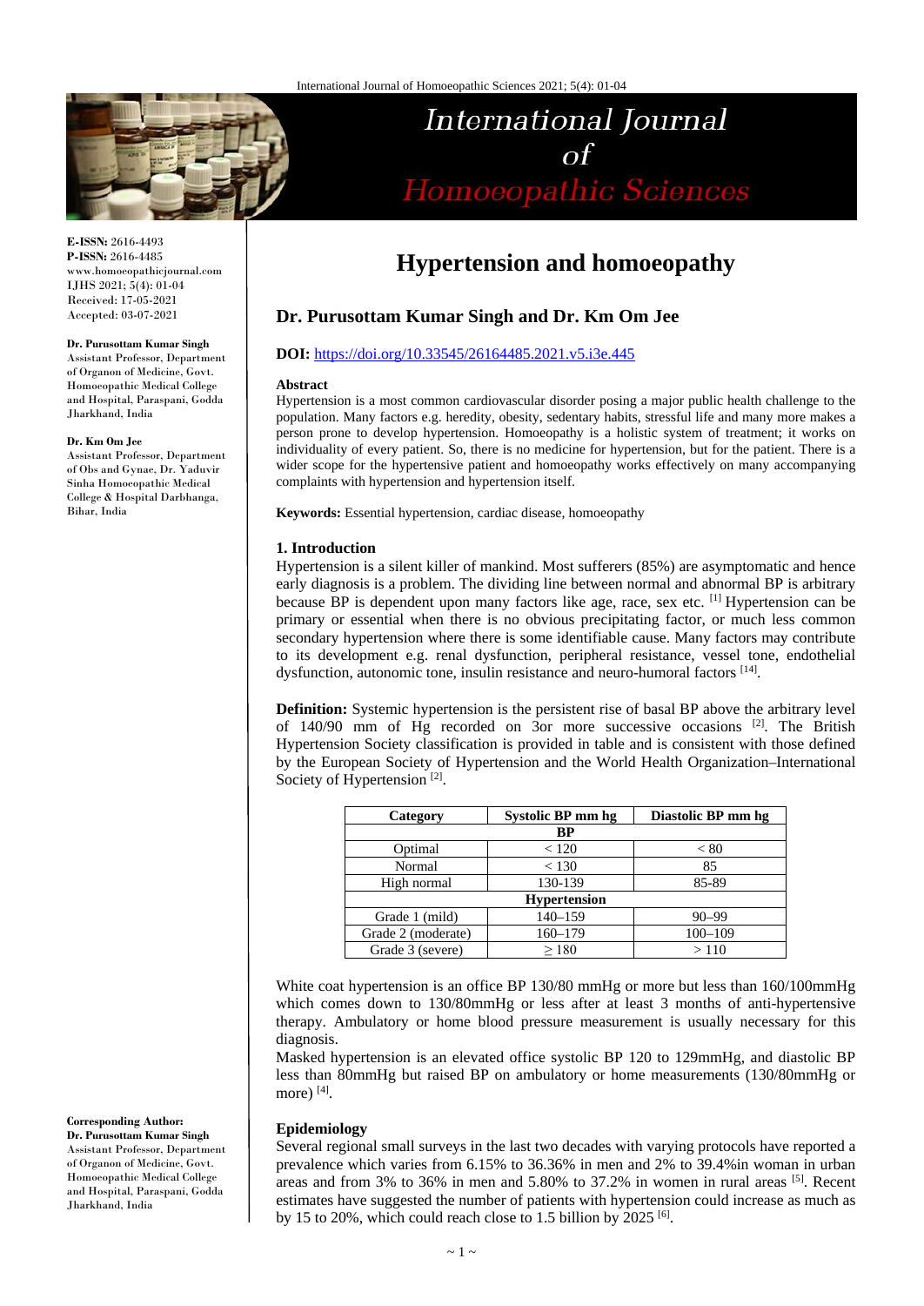# Hypertension and homoeopathy

**E-ISSN:** 2616-4493
**P-ISSN:** 2616-4485
www.homoeopathicjournal.com
IJHS 2021; 5(4): 01-04
Received: 17-05-2021
Accepted: 03-07-2021

**Dr. Purusottam Kumar Singh**
Assistant Professor, Department of Organon of Medicine, Govt. Homoeopathic Medical College and Hospital, Paraspani, Godda Jharkhand, India

**Dr. Km Om Jee**
Assistant Professor, Department of Obs and Gynae, Dr. Yaduvir Sinha Homoeopathic Medical College & Hospital Darbhanga, Bihar, India

**Corresponding Author:**
**Dr. Purusottam Kumar Singh**
Assistant Professor, Department of Organon of Medicine, Govt. Homoeopathic Medical College and Hospital, Paraspani, Godda Jharkhand, India

## Dr. Purusottam Kumar Singh and Dr. Km Om Jee

**DOI:** https://doi.org/10.33545/26164485.2021.v5.i3e.445

### Abstract

Hypertension is a most common cardiovascular disorder posing a major public health challenge to the population. Many factors e.g. heredity, obesity, sedentary habits, stressful life and many more makes a person prone to develop hypertension. Homoeopathy is a holistic system of treatment; it works on individuality of every patient. So, there is no medicine for hypertension, but for the patient. There is a wider scope for the hypertensive patient and homoeopathy works effectively on many accompanying complaints with hypertension and hypertension itself.

**Keywords:** Essential hypertension, cardiac disease, homoeopathy

### 1. Introduction

Hypertension is a silent killer of mankind. Most sufferers (85%) are asymptomatic and hence early diagnosis is a problem. The dividing line between normal and abnormal BP is arbitrary because BP is dependent upon many factors like age, race, sex etc. [1] Hypertension can be primary or essential when there is no obvious precipitating factor, or much less common secondary hypertension where there is some identifiable cause. Many factors may contribute to its development e.g. renal dysfunction, peripheral resistance, vessel tone, endothelial dysfunction, autonomic tone, insulin resistance and neuro-humoral factors [14].

**Definition:** Systemic hypertension is the persistent rise of basal BP above the arbitrary level of 140/90 mm of Hg recorded on 3or more successive occasions [2]. The British Hypertension Society classification is provided in table and is consistent with those defined by the European Society of Hypertension and the World Health Organization–International Society of Hypertension [2].

| Category | Systolic BP mm hg | Diastolic BP mm hg |
|---|---|---|
| **BP** | | |
| Optimal | < 120 | < 80 |
| Normal | < 130 | 85 |
| High normal | 130-139 | 85-89 |
| **Hypertension** | | |
| Grade 1 (mild) | 140–159 | 90–99 |
| Grade 2 (moderate) | 160–179 | 100–109 |
| Grade 3 (severe) | ≥ 180 | > 110 |

White coat hypertension is an office BP 130/80 mmHg or more but less than 160/100mmHg which comes down to 130/80mmHg or less after at least 3 months of anti-hypertensive therapy. Ambulatory or home blood pressure measurement is usually necessary for this diagnosis.

Masked hypertension is an elevated office systolic BP 120 to 129mmHg, and diastolic BP less than 80mmHg but raised BP on ambulatory or home measurements (130/80mmHg or more) [4].

### Epidemiology

Several regional small surveys in the last two decades with varying protocols have reported a prevalence which varies from 6.15% to 36.36% in men and 2% to 39.4%in woman in urban areas and from 3% to 36% in men and 5.80% to 37.2% in women in rural areas [5]. Recent estimates have suggested the number of patients with hypertension could increase as much as by 15 to 20%, which could reach close to 1.5 billion by 2025 [6].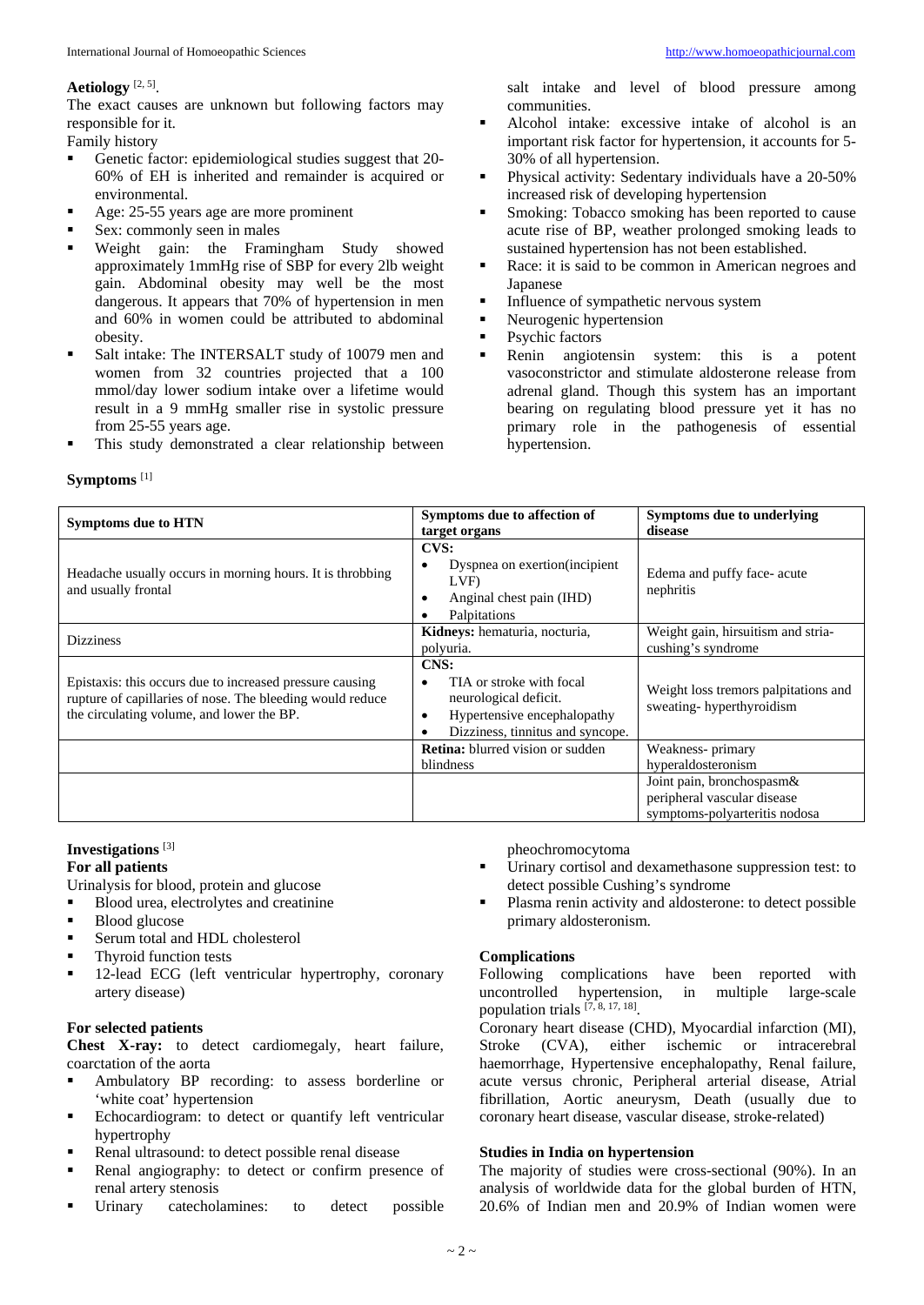**Aetiology** [2, 5].

The exact causes are unknown but following factors may responsible for it.

Family history

- Genetic factor: epidemiological studies suggest that 20-60% of EH is inherited and remainder is acquired or environmental.
- Age: 25-55 years age are more prominent
- Sex: commonly seen in males
- Weight gain: the Framingham Study showed approximately 1mmHg rise of SBP for every 2lb weight gain. Abdominal obesity may well be the most dangerous. It appears that 70% of hypertension in men and 60% in women could be attributed to abdominal obesity.
- Salt intake: The INTERSALT study of 10079 men and women from 32 countries projected that a 100 mmol/day lower sodium intake over a lifetime would result in a 9 mmHg smaller rise in systolic pressure from 25-55 years age.
- This study demonstrated a clear relationship between salt intake and level of blood pressure among communities.
- Alcohol intake: excessive intake of alcohol is an important risk factor for hypertension, it accounts for 5-30% of all hypertension.
- Physical activity: Sedentary individuals have a 20-50% increased risk of developing hypertension
- Smoking: Tobacco smoking has been reported to cause acute rise of BP, weather prolonged smoking leads to sustained hypertension has not been established.
- Race: it is said to be common in American negroes and Japanese
- Influence of sympathetic nervous system
- Neurogenic hypertension
- Psychic factors
- Renin angiotensin system: this is a potent vasoconstrictor and stimulate aldosterone release from adrenal gland. Though this system has an important bearing on regulating blood pressure yet it has no primary role in the pathogenesis of essential hypertension.

**Symptoms** [1]

| Symptoms due to HTN | Symptoms due to affection of target organs | Symptoms due to underlying disease |
|---|---|---|
| Headache usually occurs in morning hours. It is throbbing and usually frontal | **CVS:** • Dyspnea on exertion(incipient LVF) • Anginal chest pain (IHD) • Palpitations | Edema and puffy face- acute nephritis |
| Dizziness | **Kidneys:** hematuria, nocturia, polyuria. | Weight gain, hirsuitism and stria- cushing's syndrome |
| Epistaxis: this occurs due to increased pressure causing rupture of capillaries of nose. The bleeding would reduce the circulating volume, and lower the BP. | **CNS:** • TIA or stroke with focal neurological deficit. • Hypertensive encephalopathy • Dizziness, tinnitus and syncope. | Weight loss tremors palpitations and sweating- hyperthyroidism |
| | **Retina:** blurred vision or sudden blindness | Weakness- primary hyperaldosteronism |
| | | Joint pain, bronchospasm& peripheral vascular disease symptoms-polyarteritis nodosa |

**Investigations** [3]

**For all patients**

Urinalysis for blood, protein and glucose

- Blood urea, electrolytes and creatinine
- Blood glucose
- Serum total and HDL cholesterol
- Thyroid function tests
- 12-lead ECG (left ventricular hypertrophy, coronary artery disease)

**For selected patients**

**Chest X-ray:** to detect cardiomegaly, heart failure, coarctation of the aorta

- Ambulatory BP recording: to assess borderline or 'white coat' hypertension
- Echocardiogram: to detect or quantify left ventricular hypertrophy
- Renal ultrasound: to detect possible renal disease
- Renal angiography: to detect or confirm presence of renal artery stenosis
- Urinary catecholamines: to detect possible pheochromocytoma
- Urinary cortisol and dexamethasone suppression test: to detect possible Cushing's syndrome
- Plasma renin activity and aldosterone: to detect possible primary aldosteronism.

**Complications**

Following complications have been reported with uncontrolled hypertension, in multiple large-scale population trials [7, 8, 17, 18].

Coronary heart disease (CHD), Myocardial infarction (MI), Stroke (CVA), either ischemic or intracerebral haemorrhage, Hypertensive encephalopathy, Renal failure, acute versus chronic, Peripheral arterial disease, Atrial fibrillation, Aortic aneurysm, Death (usually due to coronary heart disease, vascular disease, stroke-related)

**Studies in India on hypertension**

The majority of studies were cross-sectional (90%). In an analysis of worldwide data for the global burden of HTN, 20.6% of Indian men and 20.9% of Indian women were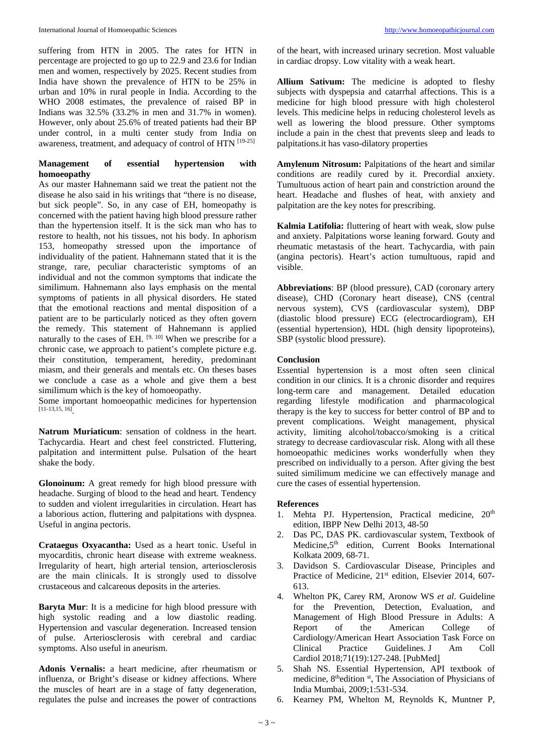suffering from HTN in 2005. The rates for HTN in percentage are projected to go up to 22.9 and 23.6 for Indian men and women, respectively by 2025. Recent studies from India have shown the prevalence of HTN to be 25% in urban and 10% in rural people in India. According to the WHO 2008 estimates, the prevalence of raised BP in Indians was 32.5% (33.2% in men and 31.7% in women). However, only about 25.6% of treated patients had their BP under control, in a multi center study from India on awareness, treatment, and adequacy of control of HTN [19-25]

### Management of essential hypertension with homoeopathy

As our master Hahnemann said we treat the patient not the disease he also said in his writings that "there is no disease, but sick people". So, in any case of EH, homeopathy is concerned with the patient having high blood pressure rather than the hypertension itself. It is the sick man who has to restore to health, not his tissues, not his body. In aphorism 153, homeopathy stressed upon the importance of individuality of the patient. Hahnemann stated that it is the strange, rare, peculiar characteristic symptoms of an individual and not the common symptoms that indicate the similimum. Hahnemann also lays emphasis on the mental symptoms of patients in all physical disorders. He stated that the emotional reactions and mental disposition of a patient are to be particularly noticed as they often govern the remedy. This statement of Hahnemann is applied naturally to the cases of EH. [9, 10] When we prescribe for a chronic case, we approach to patient's complete picture e.g. their constitution, temperament, heredity, predominant miasm, and their generals and mentals etc. On theses bases we conclude a case as a whole and give them a best similimum which is the key of homoeopathy.

Some important homoeopathic medicines for hypertension [11-13,15, 16].

**Natrum Muriaticum**: sensation of coldness in the heart. Tachycardia. Heart and chest feel constricted. Fluttering, palpitation and intermittent pulse. Pulsation of the heart shake the body.

**Glonoinum:** A great remedy for high blood pressure with headache. Surging of blood to the head and heart. Tendency to sudden and violent irregularities in circulation. Heart has a laborious action, fluttering and palpitations with dyspnea. Useful in angina pectoris.

**Crataegus Oxyacantha:** Used as a heart tonic. Useful in myocarditis, chronic heart disease with extreme weakness. Irregularity of heart, high arterial tension, arteriosclerosis are the main clinicals. It is strongly used to dissolve crustaceous and calcareous deposits in the arteries.

**Baryta Mur**: It is a medicine for high blood pressure with high systolic reading and a low diastolic reading. Hypertension and vascular degeneration. Increased tension of pulse. Arteriosclerosis with cerebral and cardiac symptoms. Also useful in aneurism.

**Adonis Vernalis:** a heart medicine, after rheumatism or influenza, or Bright's disease or kidney affections. Where the muscles of heart are in a stage of fatty degeneration, regulates the pulse and increases the power of contractions of the heart, with increased urinary secretion. Most valuable in cardiac dropsy. Low vitality with a weak heart.

**Allium Sativum:** The medicine is adopted to fleshy subjects with dyspepsia and catarrhal affections. This is a medicine for high blood pressure with high cholesterol levels. This medicine helps in reducing cholesterol levels as well as lowering the blood pressure. Other symptoms include a pain in the chest that prevents sleep and leads to palpitations.it has vaso-dilatory properties

**Amylenum Nitrosum:** Palpitations of the heart and similar conditions are readily cured by it. Precordial anxiety. Tumultuous action of heart pain and constriction around the heart. Headache and flushes of heat, with anxiety and palpitation are the key notes for prescribing.

**Kalmia Latifolia:** fluttering of heart with weak, slow pulse and anxiety. Palpitations worse leaning forward. Gouty and rheumatic metastasis of the heart. Tachycardia, with pain (angina pectoris). Heart's action tumultuous, rapid and visible.

**Abbreviations**: BP (blood pressure), CAD (coronary artery disease), CHD (Coronary heart disease), CNS (central nervous system), CVS (cardiovascular system), DBP (diastolic blood pressure) ECG (electrocardiogram), EH (essential hypertension), HDL (high density lipoproteins), SBP (systolic blood pressure).

### Conclusion

Essential hypertension is a most often seen clinical condition in our clinics. It is a chronic disorder and requires long-term care and management. Detailed education regarding lifestyle modification and pharmacological therapy is the key to success for better control of BP and to prevent complications. Weight management, physical activity, limiting alcohol/tobacco/smoking is a critical strategy to decrease cardiovascular risk. Along with all these homoeopathic medicines works wonderfully when they prescribed on individually to a person. After giving the best suited similimum medicine we can effectively manage and cure the cases of essential hypertension.

### References

1. Mehta PJ. Hypertension, Practical medicine, 20th edition, IBPP New Delhi 2013, 48-50
2. Das PC, DAS PK. cardiovascular system, Textbook of Medicine,5th edition, Current Books International Kolkata 2009, 68-71.
3. Davidson S. Cardiovascular Disease, Principles and Practice of Medicine, 21st edition, Elsevier 2014, 607-613.
4. Whelton PK, Carey RM, Aronow WS *et al*. Guideline for the Prevention, Detection, Evaluation, and Management of High Blood Pressure in Adults: A Report of the American College of Cardiology/American Heart Association Task Force on Clinical Practice Guidelines. J Am Coll Cardiol 2018;71(19):127-248. [PubMed]
5. Shah NS. Essential Hypertension, API textbook of medicine, 8thedition st, The Association of Physicians of India Mumbai, 2009;1:531-534.
6. Kearney PM, Whelton M, Reynolds K, Muntner P,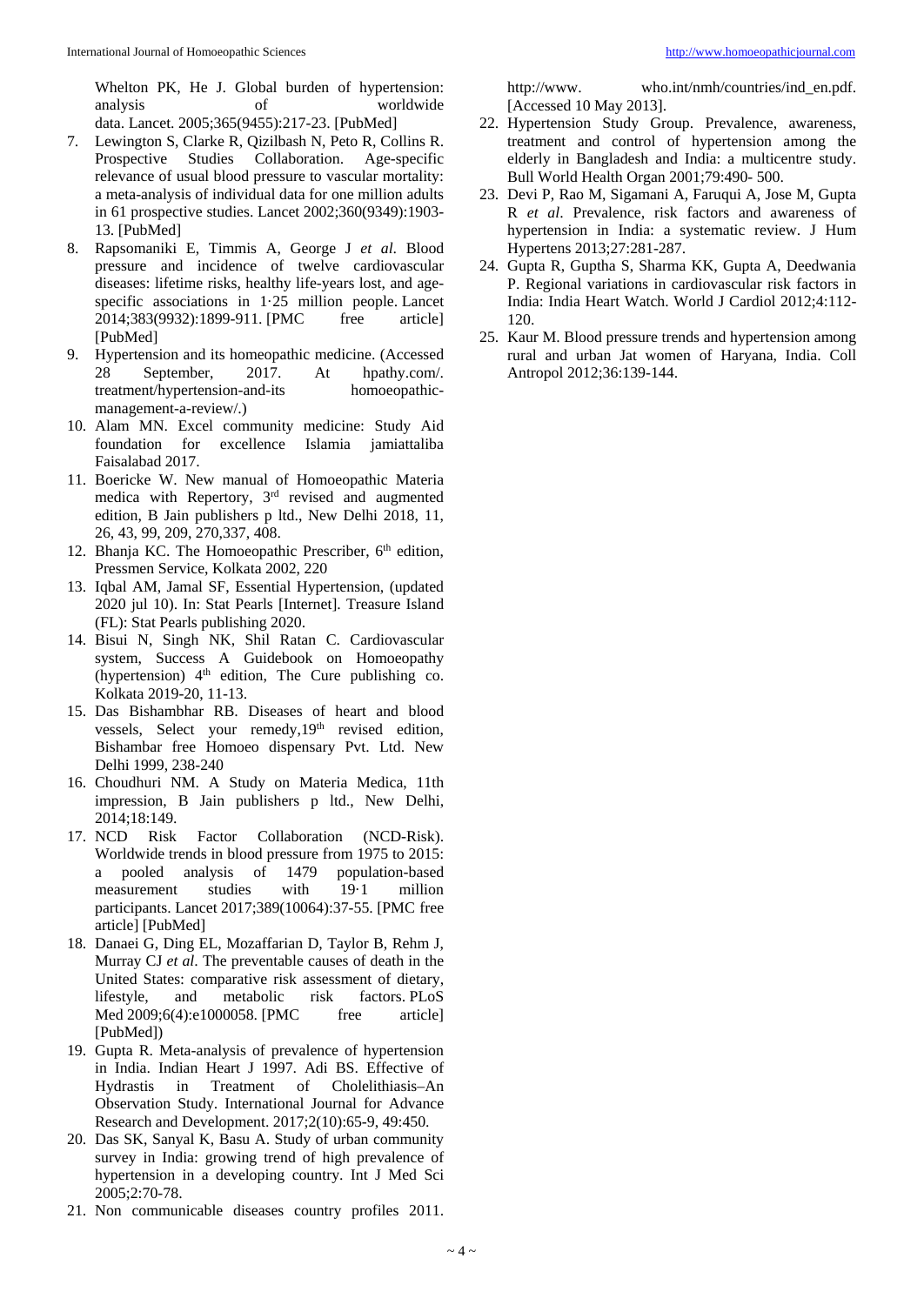Whelton PK, He J. Global burden of hypertension: analysis of worldwide data. Lancet. 2005;365(9455):217-23. [PubMed]

7. Lewington S, Clarke R, Qizilbash N, Peto R, Collins R. Prospective Studies Collaboration. Age-specific relevance of usual blood pressure to vascular mortality: a meta-analysis of individual data for one million adults in 61 prospective studies. Lancet 2002;360(9349):1903-13. [PubMed]
8. Rapsomaniki E, Timmis A, George J *et al*. Blood pressure and incidence of twelve cardiovascular diseases: lifetime risks, healthy life-years lost, and age-specific associations in 1·25 million people. Lancet 2014;383(9932):1899-911. [PMC free article] [PubMed]
9. Hypertension and its homeopathic medicine. (Accessed 28 September, 2017. At hpathy.com/. treatment/hypertension-and-its homoeopathic-management-a-review/.)
10. Alam MN. Excel community medicine: Study Aid foundation for excellence Islamia jamiattaliba Faisalabad 2017.
11. Boericke W. New manual of Homoeopathic Materia medica with Repertory, 3rd revised and augmented edition, B Jain publishers p ltd., New Delhi 2018, 11, 26, 43, 99, 209, 270,337, 408.
12. Bhanja KC. The Homoeopathic Prescriber, 6th edition, Pressmen Service, Kolkata 2002, 220
13. Iqbal AM, Jamal SF, Essential Hypertension, (updated 2020 jul 10). In: Stat Pearls [Internet]. Treasure Island (FL): Stat Pearls publishing 2020.
14. Bisui N, Singh NK, Shil Ratan C. Cardiovascular system, Success A Guidebook on Homoeopathy (hypertension) 4th edition, The Cure publishing co. Kolkata 2019-20, 11-13.
15. Das Bishambhar RB. Diseases of heart and blood vessels, Select your remedy,19th revised edition, Bishambar free Homoeo dispensary Pvt. Ltd. New Delhi 1999, 238-240
16. Choudhuri NM. A Study on Materia Medica, 11th impression, B Jain publishers p ltd., New Delhi, 2014;18:149.
17. NCD Risk Factor Collaboration (NCD-Risk). Worldwide trends in blood pressure from 1975 to 2015: a pooled analysis of 1479 population-based measurement studies with 19·1 million participants. Lancet 2017;389(10064):37-55. [PMC free article] [PubMed]
18. Danaei G, Ding EL, Mozaffarian D, Taylor B, Rehm J, Murray CJ *et al*. The preventable causes of death in the United States: comparative risk assessment of dietary, lifestyle, and metabolic risk factors. PLoS Med 2009;6(4):e1000058. [PMC free article] [PubMed])
19. Gupta R. Meta-analysis of prevalence of hypertension in India. Indian Heart J 1997. Adi BS. Effective of Hydrastis in Treatment of Cholelithiasis–An Observation Study. International Journal for Advance Research and Development. 2017;2(10):65-9, 49:450.
20. Das SK, Sanyal K, Basu A. Study of urban community survey in India: growing trend of high prevalence of hypertension in a developing country. Int J Med Sci 2005;2:70-78.
21. Non communicable diseases country profiles 2011. http://www. who.int/nmh/countries/ind_en.pdf. [Accessed 10 May 2013].
22. Hypertension Study Group. Prevalence, awareness, treatment and control of hypertension among the elderly in Bangladesh and India: a multicentre study. Bull World Health Organ 2001;79:490- 500.
23. Devi P, Rao M, Sigamani A, Faruqui A, Jose M, Gupta R *et al*. Prevalence, risk factors and awareness of hypertension in India: a systematic review. J Hum Hypertens 2013;27:281-287.
24. Gupta R, Guptha S, Sharma KK, Gupta A, Deedwania P. Regional variations in cardiovascular risk factors in India: India Heart Watch. World J Cardiol 2012;4:112-120.
25. Kaur M. Blood pressure trends and hypertension among rural and urban Jat women of Haryana, India. Coll Antropol 2012;36:139-144.